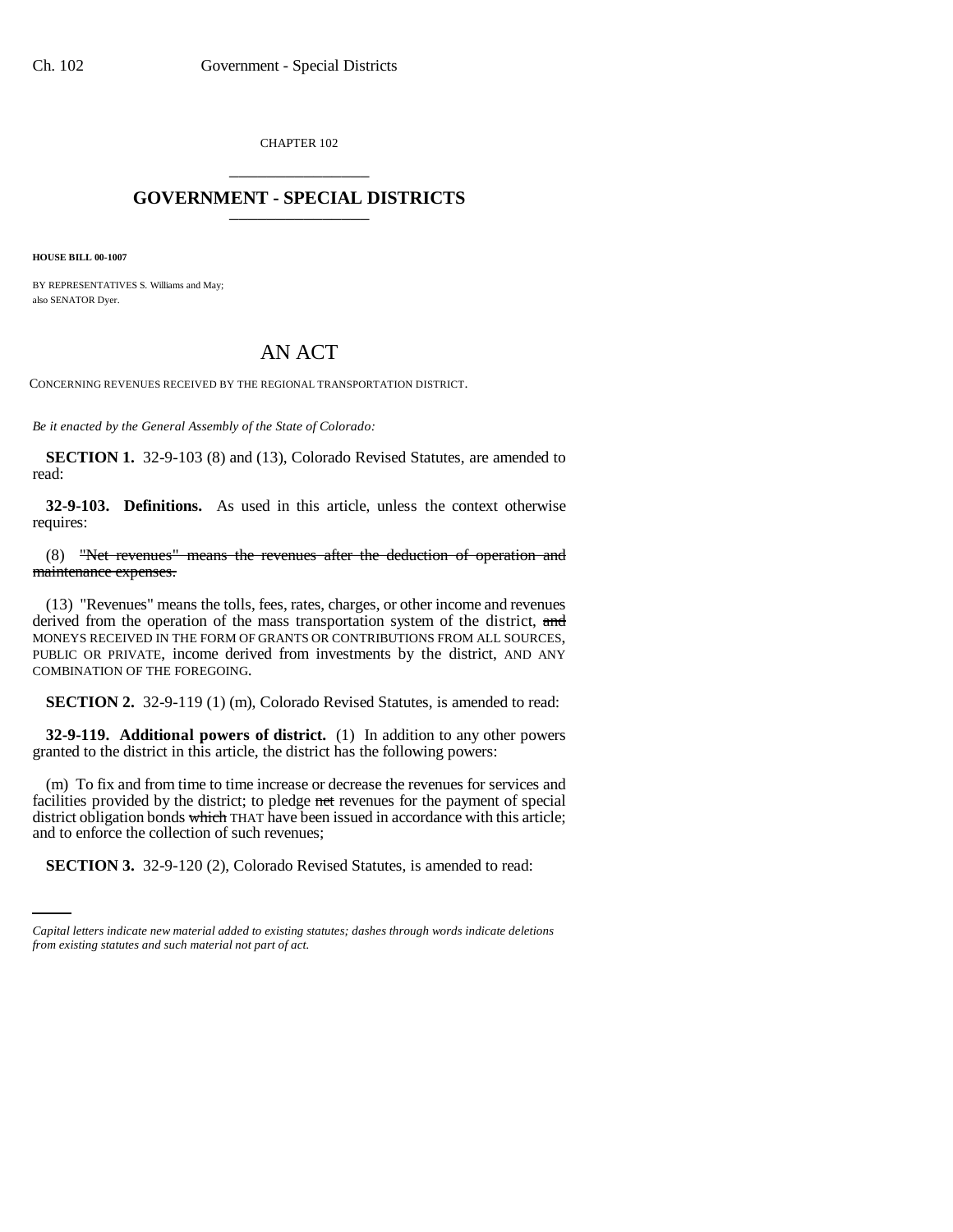CHAPTER 102

## GOVERNMENT - SPECIAL DISTRICTS

**HOUSE BILL 00-1007**

BY REPRESENTATIVES S. Williams and May;
also SENATOR Dyer.

# AN ACT

CONCERNING REVENUES RECEIVED BY THE REGIONAL TRANSPORTATION DISTRICT.

*Be it enacted by the General Assembly of the State of Colorado:*

**SECTION 1.** 32-9-103 (8) and (13), Colorado Revised Statutes, are amended to read:

**32-9-103. Definitions.** As used in this article, unless the context otherwise requires:

(8) ~~"Net revenues" means the revenues after the deduction of operation and maintenance expenses.~~

(13) "Revenues" means the tolls, fees, rates, charges, or other income and revenues derived from the operation of the mass transportation system of the district, ~~and~~ MONEYS RECEIVED IN THE FORM OF GRANTS OR CONTRIBUTIONS FROM ALL SOURCES, PUBLIC OR PRIVATE, income derived from investments by the district, AND ANY COMBINATION OF THE FOREGOING.

**SECTION 2.** 32-9-119 (1) (m), Colorado Revised Statutes, is amended to read:

**32-9-119. Additional powers of district.** (1) In addition to any other powers granted to the district in this article, the district has the following powers:

(m) To fix and from time to time increase or decrease the revenues for services and facilities provided by the district; to pledge ~~net~~ revenues for the payment of special district obligation bonds ~~which~~ THAT have been issued in accordance with this article; and to enforce the collection of such revenues;

**SECTION 3.** 32-9-120 (2), Colorado Revised Statutes, is amended to read:

*Capital letters indicate new material added to existing statutes; dashes through words indicate deletions from existing statutes and such material not part of act.*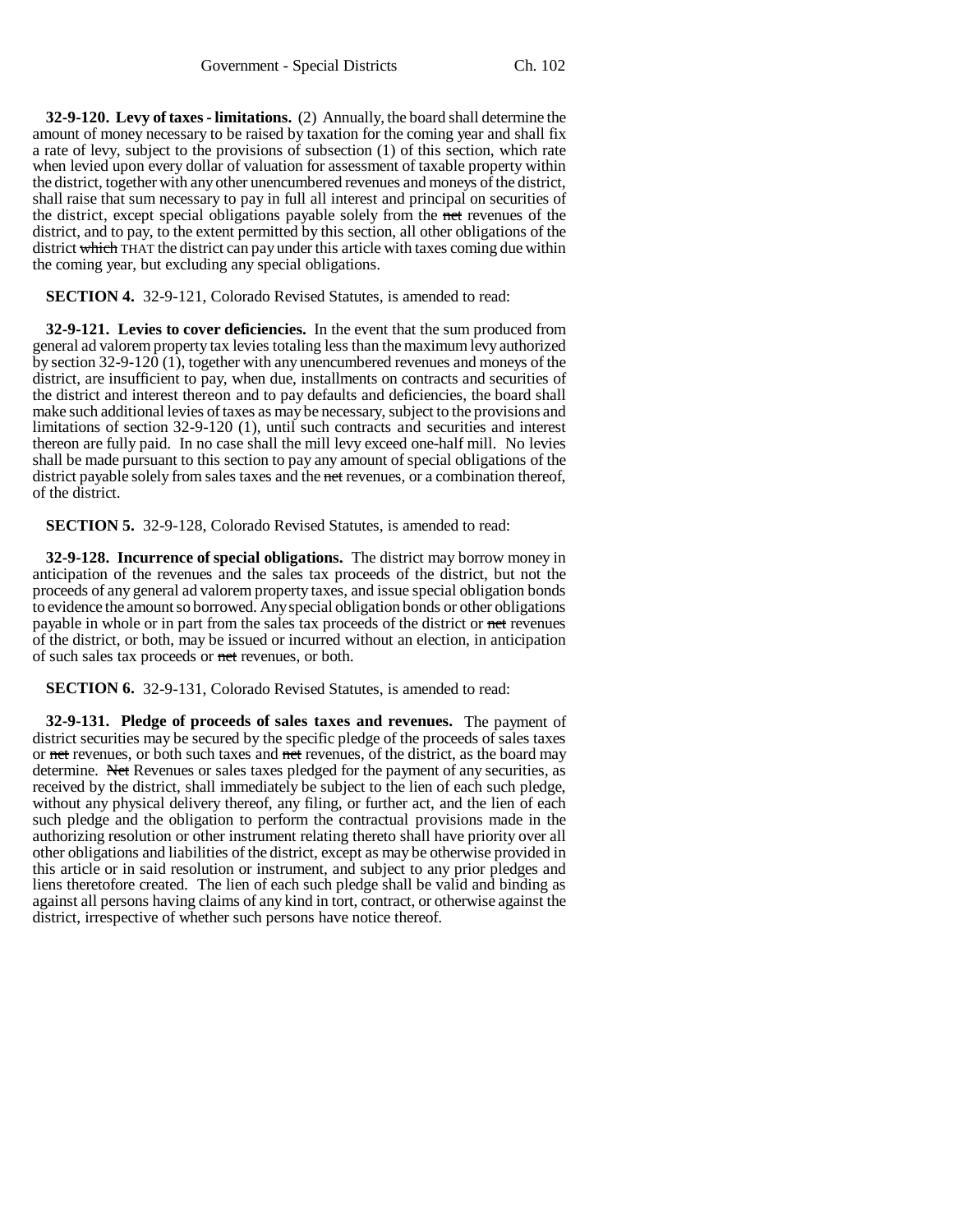**32-9-120. Levy of taxes - limitations.** (2) Annually, the board shall determine the amount of money necessary to be raised by taxation for the coming year and shall fix a rate of levy, subject to the provisions of subsection (1) of this section, which rate when levied upon every dollar of valuation for assessment of taxable property within the district, together with any other unencumbered revenues and moneys of the district, shall raise that sum necessary to pay in full all interest and principal on securities of the district, except special obligations payable solely from the ~~net~~ revenues of the district, and to pay, to the extent permitted by this section, all other obligations of the district ~~which~~ THAT the district can pay under this article with taxes coming due within the coming year, but excluding any special obligations.

**SECTION 4.** 32-9-121, Colorado Revised Statutes, is amended to read:

**32-9-121. Levies to cover deficiencies.** In the event that the sum produced from general ad valorem property tax levies totaling less than the maximum levy authorized by section 32-9-120 (1), together with any unencumbered revenues and moneys of the district, are insufficient to pay, when due, installments on contracts and securities of the district and interest thereon and to pay defaults and deficiencies, the board shall make such additional levies of taxes as may be necessary, subject to the provisions and limitations of section 32-9-120 (1), until such contracts and securities and interest thereon are fully paid. In no case shall the mill levy exceed one-half mill. No levies shall be made pursuant to this section to pay any amount of special obligations of the district payable solely from sales taxes and the ~~net~~ revenues, or a combination thereof, of the district.

**SECTION 5.** 32-9-128, Colorado Revised Statutes, is amended to read:

**32-9-128. Incurrence of special obligations.** The district may borrow money in anticipation of the revenues and the sales tax proceeds of the district, but not the proceeds of any general ad valorem property taxes, and issue special obligation bonds to evidence the amount so borrowed. Any special obligation bonds or other obligations payable in whole or in part from the sales tax proceeds of the district or ~~net~~ revenues of the district, or both, may be issued or incurred without an election, in anticipation of such sales tax proceeds or ~~net~~ revenues, or both.

**SECTION 6.** 32-9-131, Colorado Revised Statutes, is amended to read:

**32-9-131. Pledge of proceeds of sales taxes and revenues.** The payment of district securities may be secured by the specific pledge of the proceeds of sales taxes or ~~net~~ revenues, or both such taxes and ~~net~~ revenues, of the district, as the board may determine. ~~Net~~ Revenues or sales taxes pledged for the payment of any securities, as received by the district, shall immediately be subject to the lien of each such pledge, without any physical delivery thereof, any filing, or further act, and the lien of each such pledge and the obligation to perform the contractual provisions made in the authorizing resolution or other instrument relating thereto shall have priority over all other obligations and liabilities of the district, except as may be otherwise provided in this article or in said resolution or instrument, and subject to any prior pledges and liens theretofore created. The lien of each such pledge shall be valid and binding as against all persons having claims of any kind in tort, contract, or otherwise against the district, irrespective of whether such persons have notice thereof.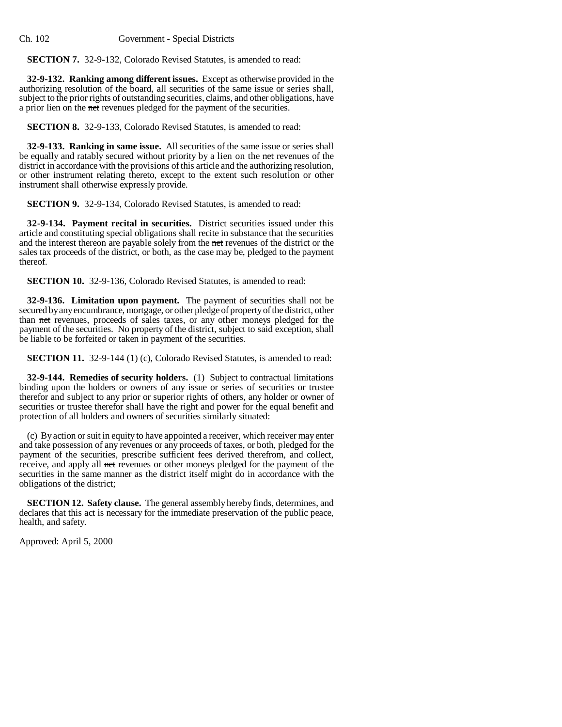**SECTION 7.** 32-9-132, Colorado Revised Statutes, is amended to read:

**32-9-132. Ranking among different issues.** Except as otherwise provided in the authorizing resolution of the board, all securities of the same issue or series shall, subject to the prior rights of outstanding securities, claims, and other obligations, have a prior lien on the ~~net~~ revenues pledged for the payment of the securities.

**SECTION 8.** 32-9-133, Colorado Revised Statutes, is amended to read:

**32-9-133. Ranking in same issue.** All securities of the same issue or series shall be equally and ratably secured without priority by a lien on the ~~net~~ revenues of the district in accordance with the provisions of this article and the authorizing resolution, or other instrument relating thereto, except to the extent such resolution or other instrument shall otherwise expressly provide.

**SECTION 9.** 32-9-134, Colorado Revised Statutes, is amended to read:

**32-9-134. Payment recital in securities.** District securities issued under this article and constituting special obligations shall recite in substance that the securities and the interest thereon are payable solely from the ~~net~~ revenues of the district or the sales tax proceeds of the district, or both, as the case may be, pledged to the payment thereof.

**SECTION 10.** 32-9-136, Colorado Revised Statutes, is amended to read:

**32-9-136. Limitation upon payment.** The payment of securities shall not be secured by any encumbrance, mortgage, or other pledge of property of the district, other than ~~net~~ revenues, proceeds of sales taxes, or any other moneys pledged for the payment of the securities. No property of the district, subject to said exception, shall be liable to be forfeited or taken in payment of the securities.

**SECTION 11.** 32-9-144 (1) (c), Colorado Revised Statutes, is amended to read:

**32-9-144. Remedies of security holders.** (1) Subject to contractual limitations binding upon the holders or owners of any issue or series of securities or trustee therefor and subject to any prior or superior rights of others, any holder or owner of securities or trustee therefor shall have the right and power for the equal benefit and protection of all holders and owners of securities similarly situated:

(c) By action or suit in equity to have appointed a receiver, which receiver may enter and take possession of any revenues or any proceeds of taxes, or both, pledged for the payment of the securities, prescribe sufficient fees derived therefrom, and collect, receive, and apply all ~~net~~ revenues or other moneys pledged for the payment of the securities in the same manner as the district itself might do in accordance with the obligations of the district;

**SECTION 12. Safety clause.** The general assembly hereby finds, determines, and declares that this act is necessary for the immediate preservation of the public peace, health, and safety.

Approved: April 5, 2000